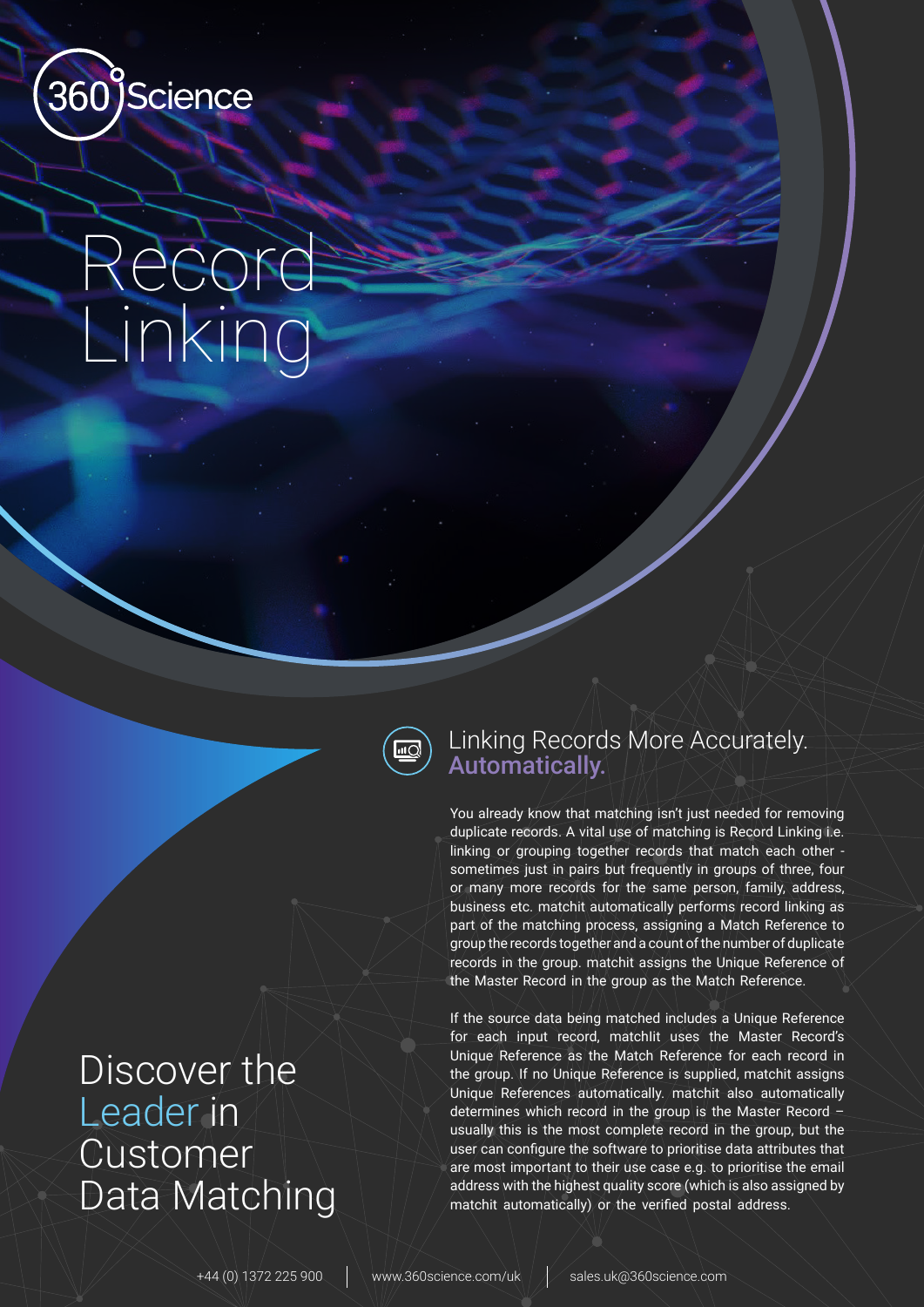360 Science

# Record Linking

## Linking Records More Accurately. **Automatically.**

You already know that matching isn't just needed for removing duplicate records. A vital use of matching is Record Linking i.e. linking or grouping together records that match each other - sometimes just in pairs but frequently in groups of three, four or many more records for the same person, family, address, business etc. matchit automatically performs record linking as part of the matching process, assigning a Match Reference to group the records together and a count of the number of duplicate records in the group. matchit assigns the Unique Reference of the Master Record in the group as the Match Reference.

If the source data being matched includes a Unique Reference for each input record, matchlit uses the Master Record's Unique Reference as the Match Reference for each record in the group. If no Unique Reference is supplied, matchit assigns Unique References automatically. matchit also automatically determines which record in the group is the Master Record – usually this is the most complete record in the group, but the user can configure the software to prioritise data attributes that are most important to their use case e.g. to prioritise the email address with the highest quality score (which is also assigned by matchit automatically) or the verified postal address.

Discover the Leader in Customer Data Matching

+44 (0) 1372 225 900 | www.360science.com/uk | sales.uk@360science.com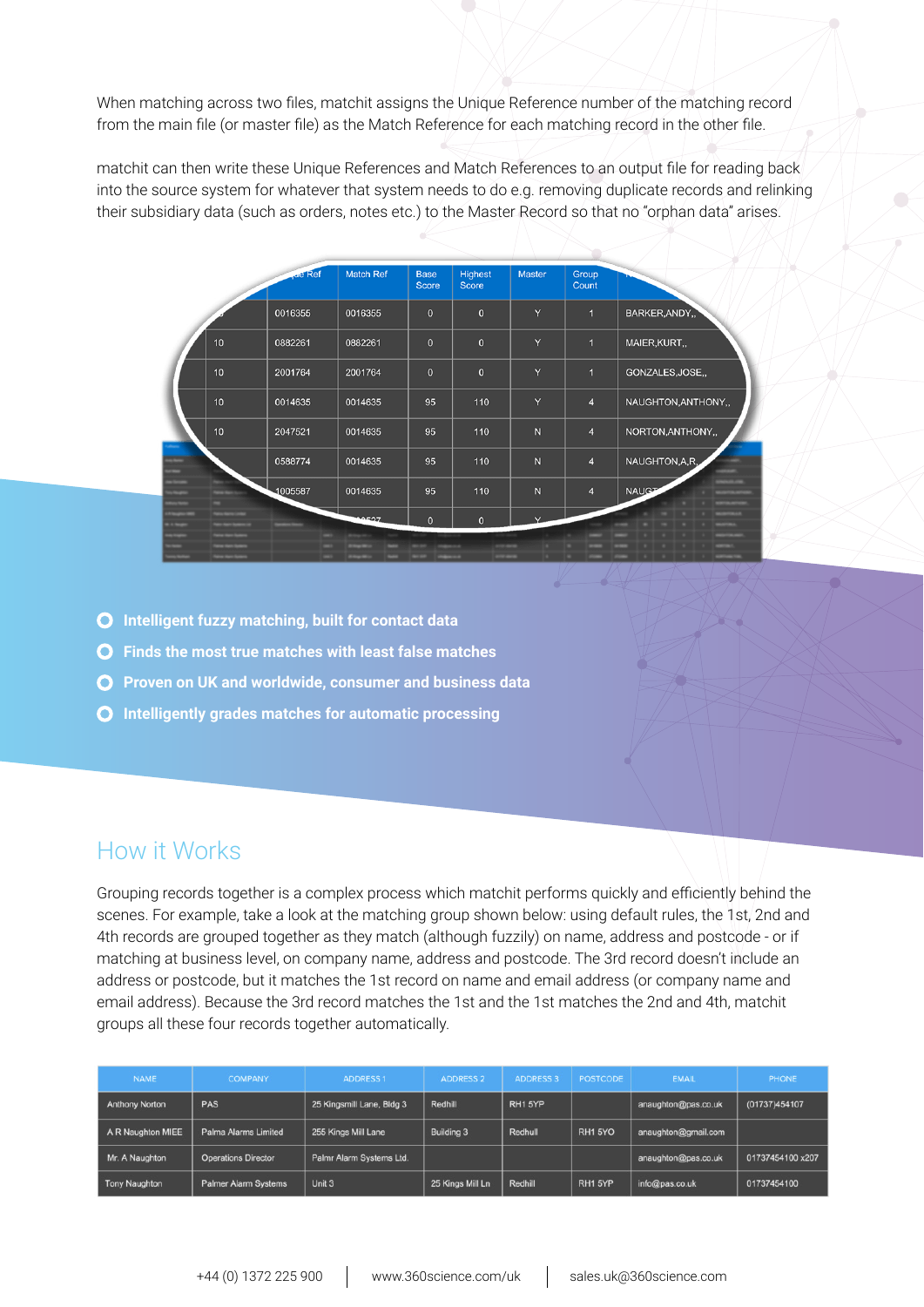When matching across two files, matchit assigns the Unique Reference number of the matching record from the main file (or master file) as the Match Reference for each matching record in the other file.

matchit can then write these Unique References and Match References to an output file for reading back into the source system for whatever that system needs to do e.g. removing duplicate records and relinking their subsidiary data (such as orders, notes etc.) to the Master Record so that no "orphan data" arises.

| | ue Ref | Match Ref | Base Score | Highest Score | Master | Group Count | |
|---|---|---|---|---|---|---|---|
| | 0016355 | 0016355 | 0 | 0 | Y | 1 | BARKER,ANDY,, |
| 10 | 0882261 | 0882261 | 0 | 0 | Y | 1 | MAIER,KURT,, |
| 10 | 2001764 | 2001764 | 0 | 0 | Y | 1 | GONZALES,JOSE,, |
| 10 | 0014635 | 0014635 | 95 | 110 | Y | 4 | NAUGHTON,ANTHONY,, |
| 10 | 2047521 | 0014635 | 95 | 110 | N | 4 | NORTON,ANTHONY,, |
| | 0588774 | 0014635 | 95 | 110 | N | 4 | NAUGHTON,A,R, |
| | 1005587 | 0014635 | 95 | 110 | N | 4 | NAUG |

- **Intelligent fuzzy matching, built for contact data**
- **Finds the most true matches with least false matches**
- **Proven on UK and worldwide, consumer and business data**
- **Intelligently grades matches for automatic processing**

## How it Works

Grouping records together is a complex process which matchit performs quickly and efficiently behind the scenes. For example, take a look at the matching group shown below: using default rules, the 1st, 2nd and 4th records are grouped together as they match (although fuzzily) on name, address and postcode - or if matching at business level, on company name, address and postcode. The 3rd record doesn't include an address or postcode, but it matches the 1st record on name and email address (or company name and email address). Because the 3rd record matches the 1st and the 1st matches the 2nd and 4th, matchit groups all these four records together automatically.

| NAME | COMPANY | ADDRESS 1 | ADDRESS 2 | ADDRESS 3 | POSTCODE | EMAIL | PHONE |
|---|---|---|---|---|---|---|---|
| Anthony Norton | PAS | 25 Kingsmill Lane, Bldg 3 | Redhill | RH1 5YP | | anaughton@pas.co.uk | (01737)454107 |
| A R Naughton MIEE | Palma Alarms Limited | 255 Kings Mill Lane | Building 3 | Redhull | RH1 5YO | anaughton@gmail.com | |
| Mr. A Naughton | Operations Director | Palmr Alarm Systems Ltd. | | | | anaughton@pas.co.uk | 01737454100 x207 |
| Tony Naughton | Palmer Alarm Systems | Unit 3 | 25 Kings Mill Ln | Redhill | RH1 5YP | info@pas.co.uk | 01737454100 |

+44 (0) 1372 225 900 | www.360science.com/uk | sales.uk@360science.com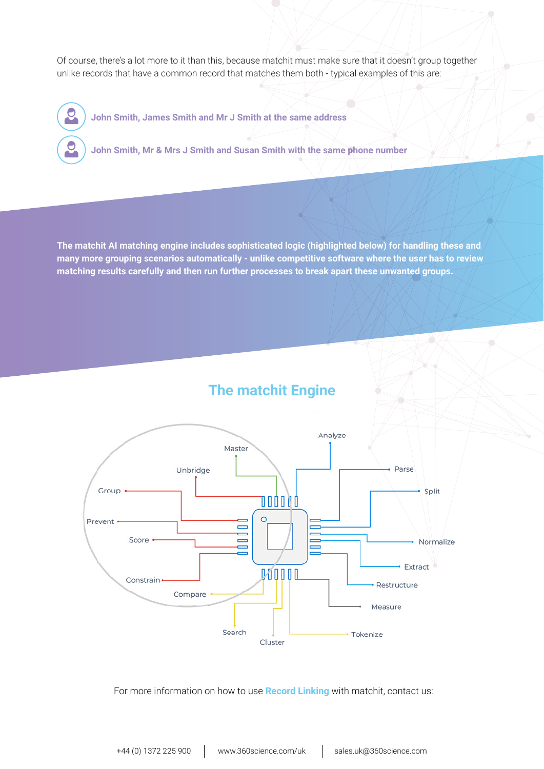Of course, there's a lot more to it than this, because matchit must make sure that it doesn't group together unlike records that have a common record that matches them both - typical examples of this are:

- **John Smith, James Smith and Mr J Smith at the same address**
- **John Smith, Mr & Mrs J Smith and Susan Smith with the same phone number**

**The matchit AI matching engine includes sophisticated logic (highlighted below) for handling these and many more grouping scenarios automatically - unlike competitive software where the user has to review matching results carefully and then run further processes to break apart these unwanted groups.**

## The matchit Engine

Analyze
Master
Unbridge
Parse
Group
Split
Prevent
Score
Normalize
Extract
Constrain
Restructure
Compare
Measure
Search
Tokenize
Cluster

For more information on how to use **Record Linking** with matchit, contact us:

+44 (0) 1372 225 900 | www.360science.com/uk | sales.uk@360science.com